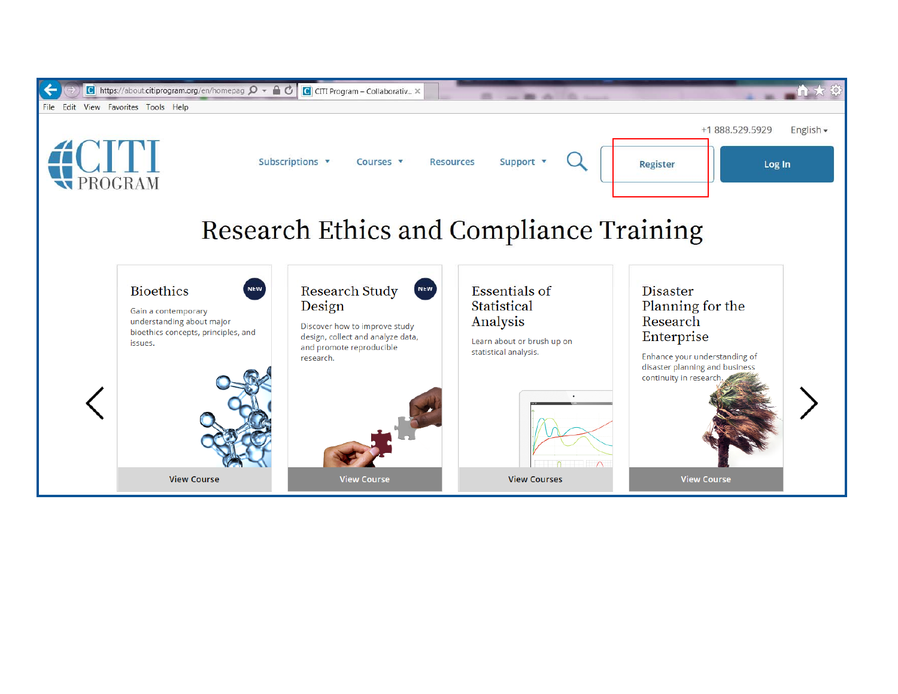https://about.citiprogram.org/en/homepag

CITI Program – Collaborativ...

File Edit View Favorites Tools Help

+1 888.529.5929 English

CITI PROGRAM

Subscriptions Courses Resources Support Register Log In

# Research Ethics and Compliance Training

## Bioethics

NEW

Gain a contemporary understanding about major bioethics concepts, principles, and issues.

View Course

## Research Study Design

NEW

Discover how to improve study design, collect and analyze data, and promote reproducible research.

View Course

## Essentials of Statistical Analysis

Learn about or brush up on statistical analysis.

View Courses

## Disaster Planning for the Research Enterprise

Enhance your understanding of disaster planning and business continuity in research.

View Course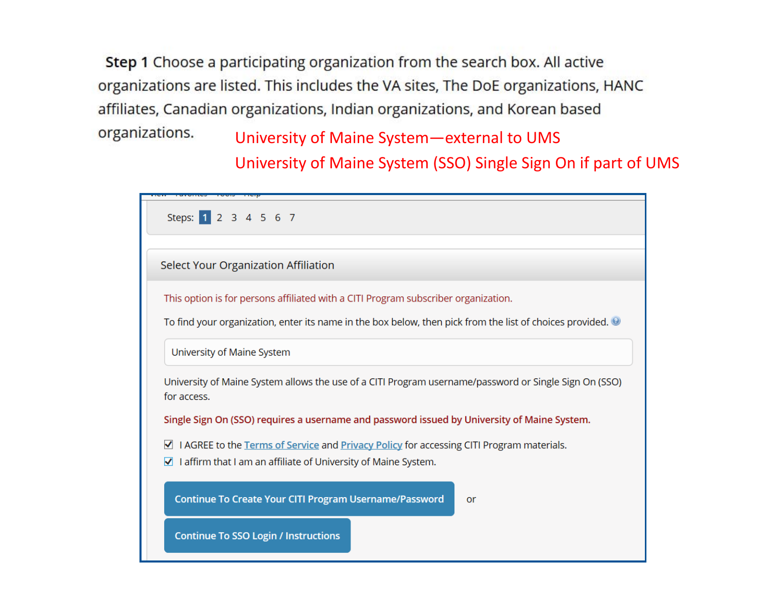**Step 1** Choose a participating organization from the search box. All active organizations are listed. This includes the VA sites, The DoE organizations, HANC affiliates, Canadian organizations, Indian organizations, and Korean based organizations.

University of Maine System—external to UMS

University of Maine System (SSO) Single Sign On if part of UMS

Steps: 1 2 3 4 5 6 7

Select Your Organization Affiliation

This option is for persons affiliated with a CITI Program subscriber organization.

To find your organization, enter its name in the box below, then pick from the list of choices provided.

University of Maine System

University of Maine System allows the use of a CITI Program username/password or Single Sign On (SSO) for access.

**Single Sign On (SSO) requires a username and password issued by University of Maine System.**

- [x] I AGREE to the Terms of Service and Privacy Policy for accessing CITI Program materials.
- [x] I affirm that I am an affiliate of University of Maine System.

**Continue To Create Your CITI Program Username/Password** or

**Continue To SSO Login / Instructions**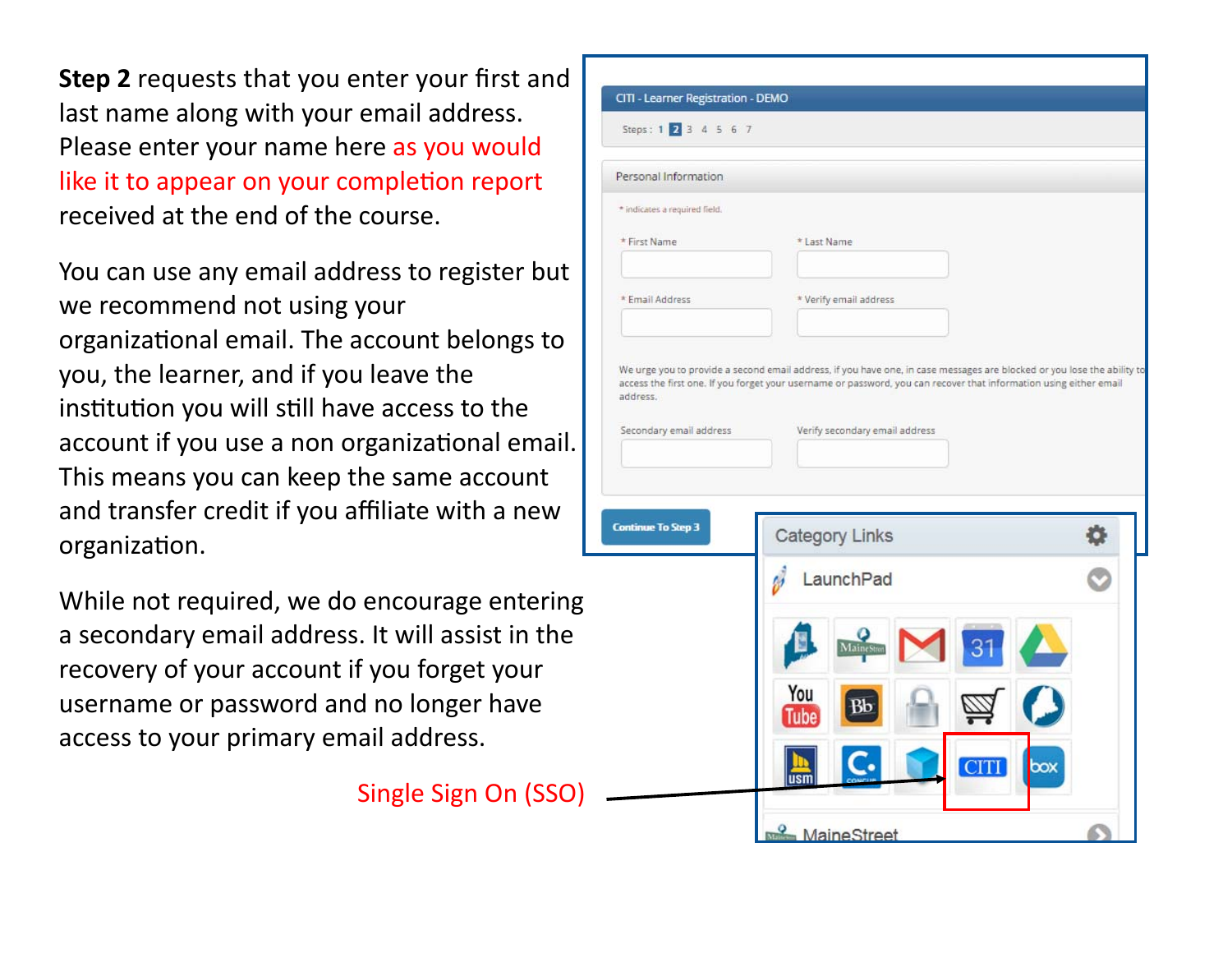**Step 2** requests that you enter your first and last name along with your email address. Please enter your name here as you would like it to appear on your completion report received at the end of the course.

You can use any email address to register but we recommend not using your organizational email. The account belongs to you, the learner, and if you leave the institution you will still have access to the account if you use a non organizational email. This means you can keep the same account and transfer credit if you affiliate with a new organization.

While not required, we do encourage entering a secondary email address. It will assist in the recovery of your account if you forget your username or password and no longer have access to your primary email address.

Single Sign On (SSO)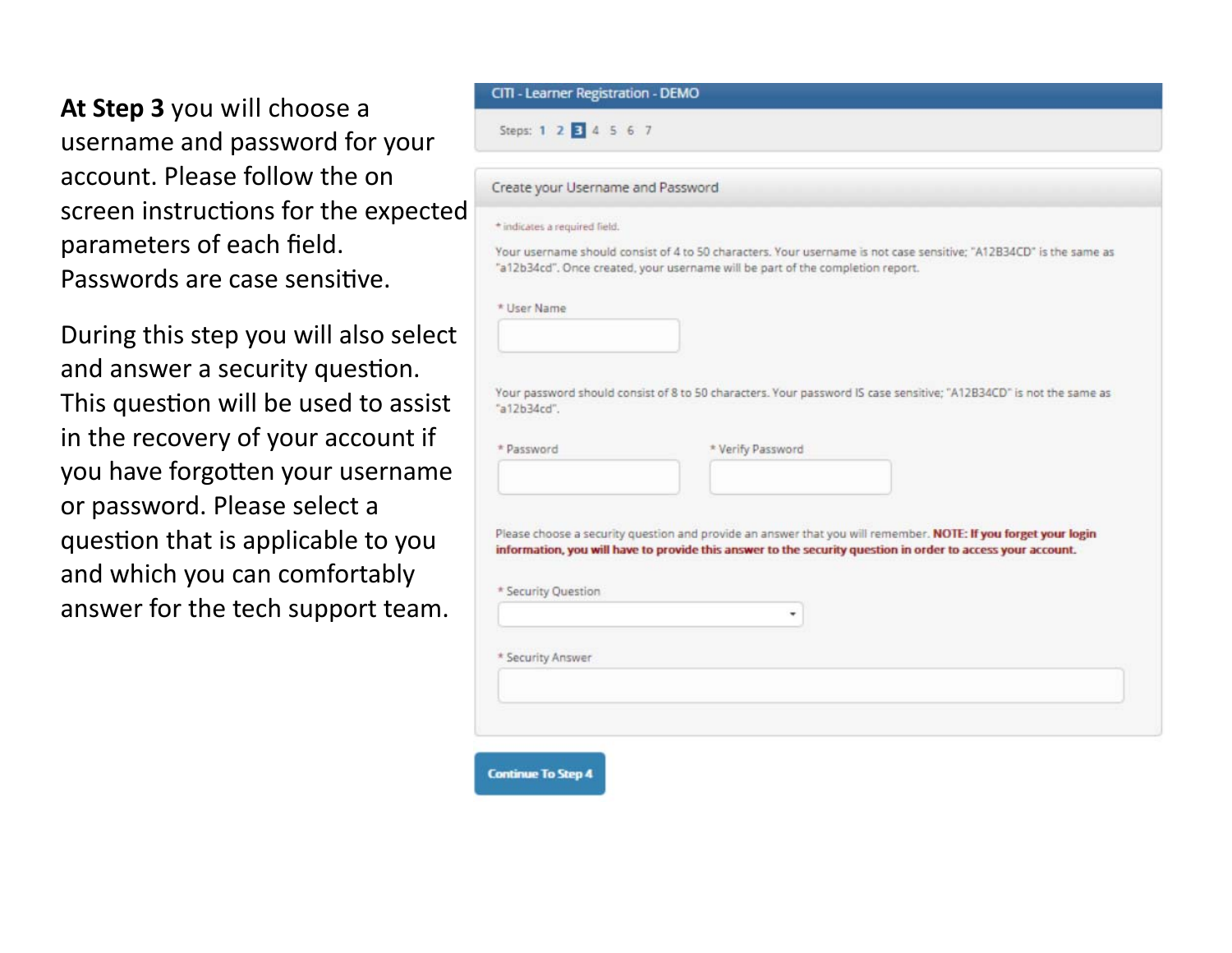**At Step 3** you will choose a username and password for your account. Please follow the on screen instructions for the expected parameters of each field. Passwords are case sensitive.

During this step you will also select and answer a security question. This question will be used to assist in the recovery of your account if you have forgotten your username or password. Please select a question that is applicable to you and which you can comfortably answer for the tech support team.

CITI - Learner Registration - DEMO

Steps: 1 2 **3** 4 5 6 7

Create your Username and Password

* indicates a required field.

Your username should consist of 4 to 50 characters. Your username is not case sensitive; "A12B34CD" is the same as "a12b34cd". Once created, your username will be part of the completion report.

* User Name

Your password should consist of 8 to 50 characters. Your password IS case sensitive; "A12B34CD" is not the same as "a12b34cd".

* Password

* Verify Password

Please choose a security question and provide an answer that you will remember. **NOTE: If you forget your login information, you will have to provide this answer to the security question in order to access your account.**

* Security Question

* Security Answer

Continue To Step 4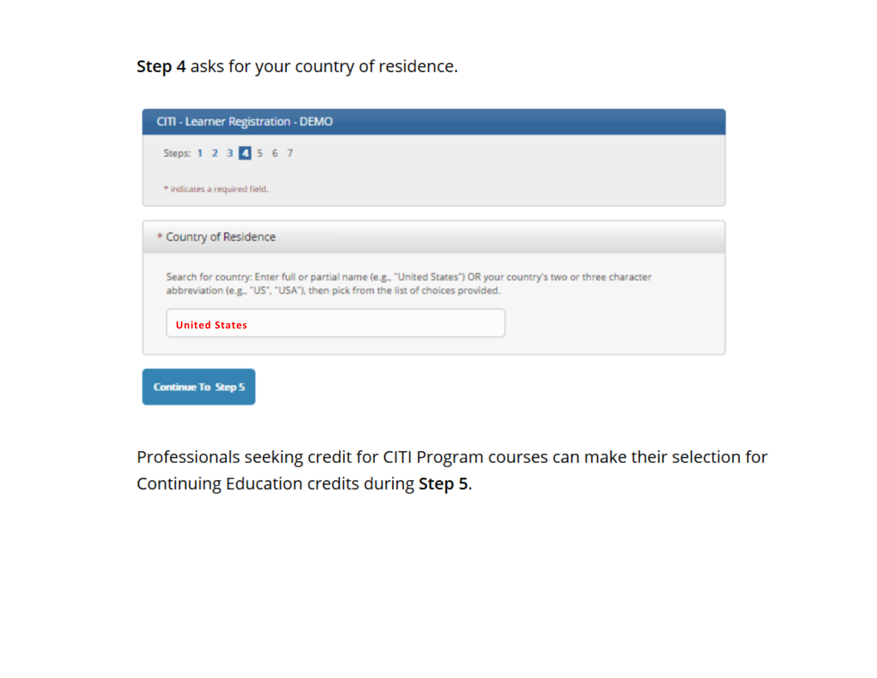**Step 4** asks for your country of residence.

CITI - Learner Registration - DEMO

Steps: 1 2 3 **4** 5 6 7

* indicates a required field.

* Country of Residence

Search for country: Enter full or partial name (e.g., "United States") OR your country's two or three character abbreviation (e.g., "US", "USA"), then pick from the list of choices provided.

United States

Continue To Step 5

Professionals seeking credit for CITI Program courses can make their selection for Continuing Education credits during **Step 5**.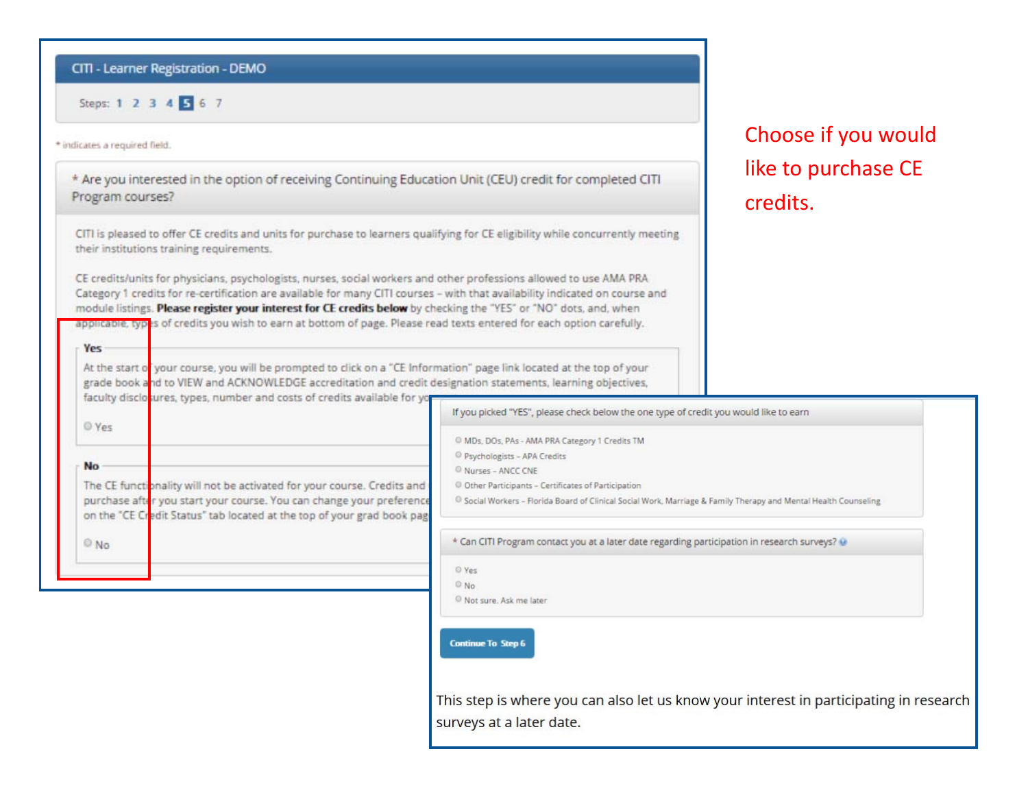CITI - Learner Registration - DEMO

Steps: 1 2 3 4 **5** 6 7

\* indicates a required field.

\* Are you interested in the option of receiving Continuing Education Unit (CEU) credit for completed CITI Program courses?

CITI is pleased to offer CE credits and units for purchase to learners qualifying for CE eligibility while concurrently meeting their institutions training requirements.

CE credits/units for physicians, psychologists, nurses, social workers and other professions allowed to use AMA PRA Category 1 credits for re-certification are available for many CITI courses – with that availability indicated on course and module listings. **Please register your interest for CE credits below** by checking the "YES" or "NO" dots, and, when applicable, types of credits you wish to earn at bottom of page. Please read texts entered for each option carefully.

**Yes**

At the start of your course, you will be prompted to click on a "CE Information" page link located at the top of your grade book and to VIEW and ACKNOWLEDGE accreditation and credit designation statements, learning objectives, faculty disclosures, types, number and costs of credits available for yo

○ Yes

**No**

The CE functionality will not be activated for your course. Credits and purchase after you start your course. You can change your preference on the "CE Credit Status" tab located at the top of your grad book pag

○ No

Choose if you would like to purchase CE credits.

If you picked "YES", please check below the one type of credit you would like to earn

- ○ MDs, DOs, PAs - AMA PRA Category 1 Credits TM
- ○ Psychologists – APA Credits
- ○ Nurses – ANCC CNE
- ○ Other Participants – Certificates of Participation
- ○ Social Workers – Florida Board of Clinical Social Work, Marriage & Family Therapy and Mental Health Counseling

\* Can CITI Program contact you at a later date regarding participation in research surveys?

- ○ Yes
- ○ No
- ○ Not sure. Ask me later

Continue To Step 6

This step is where you can also let us know your interest in participating in research surveys at a later date.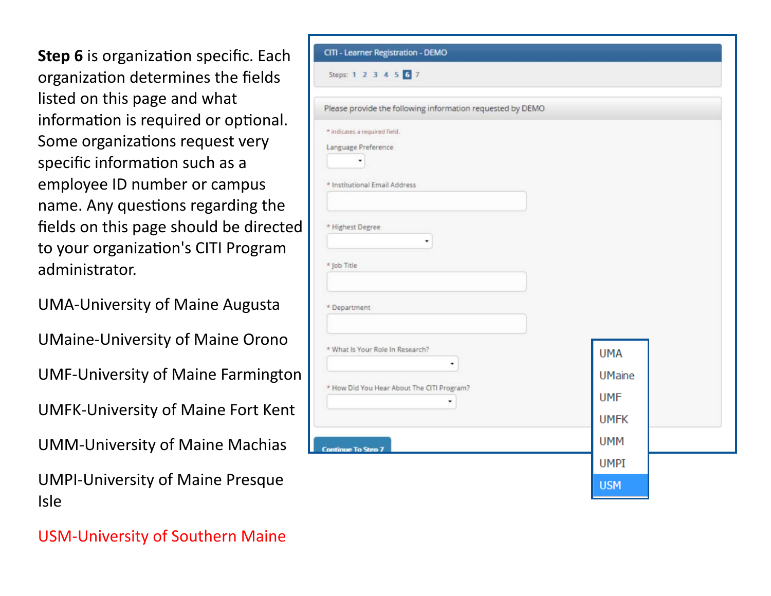**Step 6** is organization specific. Each organization determines the fields listed on this page and what information is required or optional. Some organizations request very specific information such as a employee ID number or campus name. Any questions regarding the fields on this page should be directed to your organization's CITI Program administrator.

UMA-University of Maine Augusta

UMaine-University of Maine Orono

UMF-University of Maine Farmington

UMFK-University of Maine Fort Kent

UMM-University of Maine Machias

UMPI-University of Maine Presque Isle

USM-University of Southern Maine

CITI - Learner Registration - DEMO

Steps: 1 2 3 4 5 **6** 7

Please provide the following information requested by DEMO

* indicates a required field.

Language Preference

* Institutional Email Address

* Highest Degree

* Job Title

* Department

* What Is Your Role In Research?

* How Did You Hear About The CITI Program?

Continue To Step 7

UMA
UMaine
UMF
UMFK
UMM
UMPI
USM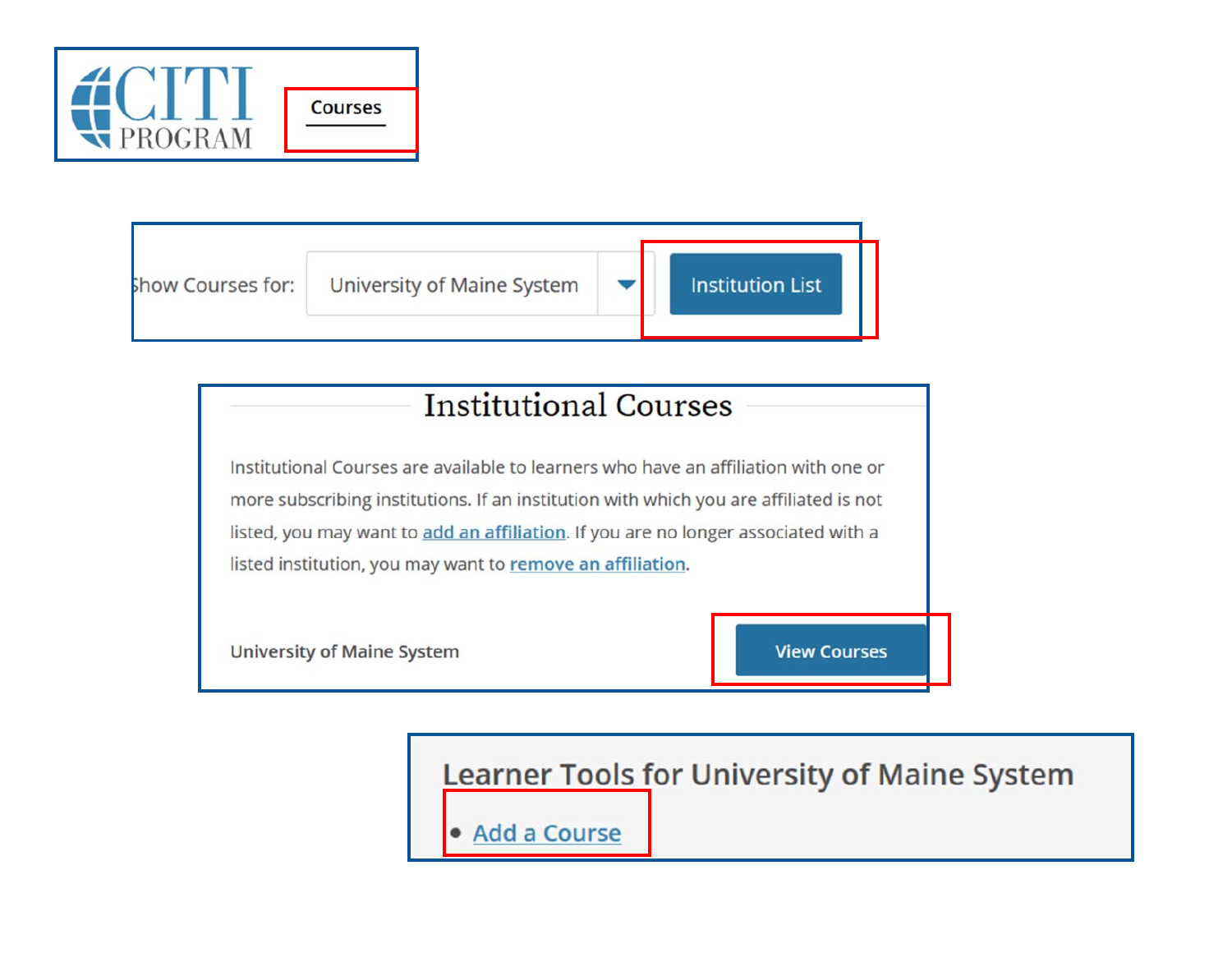CITI PROGRAM

Courses

Show Courses for: University of Maine System

Institution List

## Institutional Courses

Institutional Courses are available to learners who have an affiliation with one or more subscribing institutions. If an institution with which you are affiliated is not listed, you may want to add an affiliation. If you are no longer associated with a listed institution, you may want to remove an affiliation.

University of Maine System

View Courses

### Learner Tools for University of Maine System

- Add a Course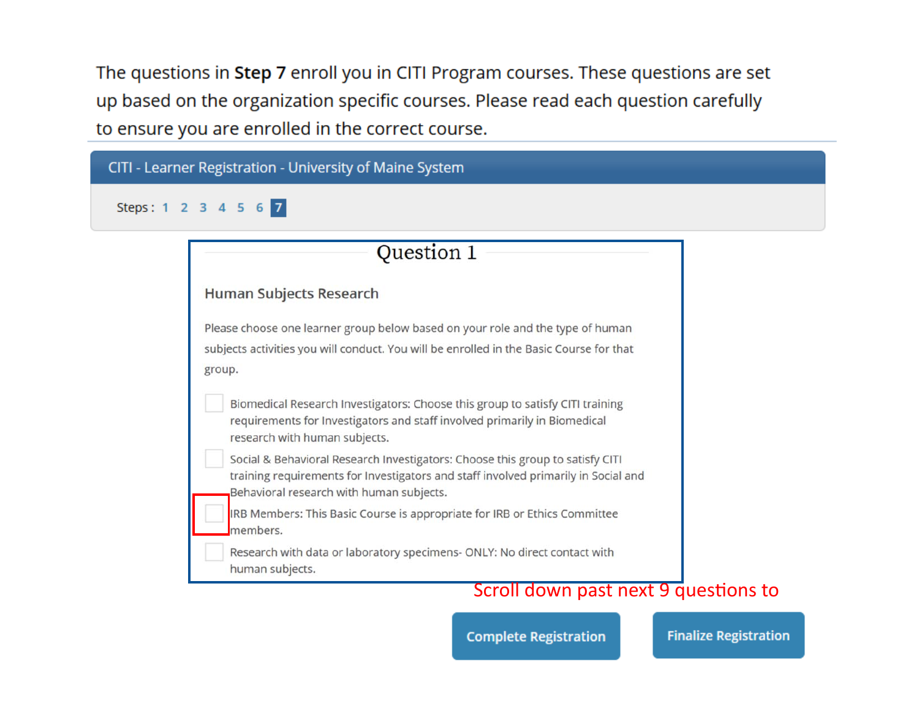The questions in **Step 7** enroll you in CITI Program courses. These questions are set up based on the organization specific courses. Please read each question carefully to ensure you are enrolled in the correct course.

CITI - Learner Registration - University of Maine System

Steps : 1 2 3 4 5 6 **7**

## Question 1

### Human Subjects Research

Please choose one learner group below based on your role and the type of human subjects activities you will conduct. You will be enrolled in the Basic Course for that group.

- [ ] Biomedical Research Investigators: Choose this group to satisfy CITI training requirements for Investigators and staff involved primarily in Biomedical research with human subjects.
- [ ] Social & Behavioral Research Investigators: Choose this group to satisfy CITI training requirements for Investigators and staff involved primarily in Social and Behavioral research with human subjects.
- [ ] IRB Members: This Basic Course is appropriate for IRB or Ethics Committee members.
- [ ] Research with data or laboratory specimens- ONLY: No direct contact with human subjects.

Scroll down past next 9 questions to

Complete Registration

Finalize Registration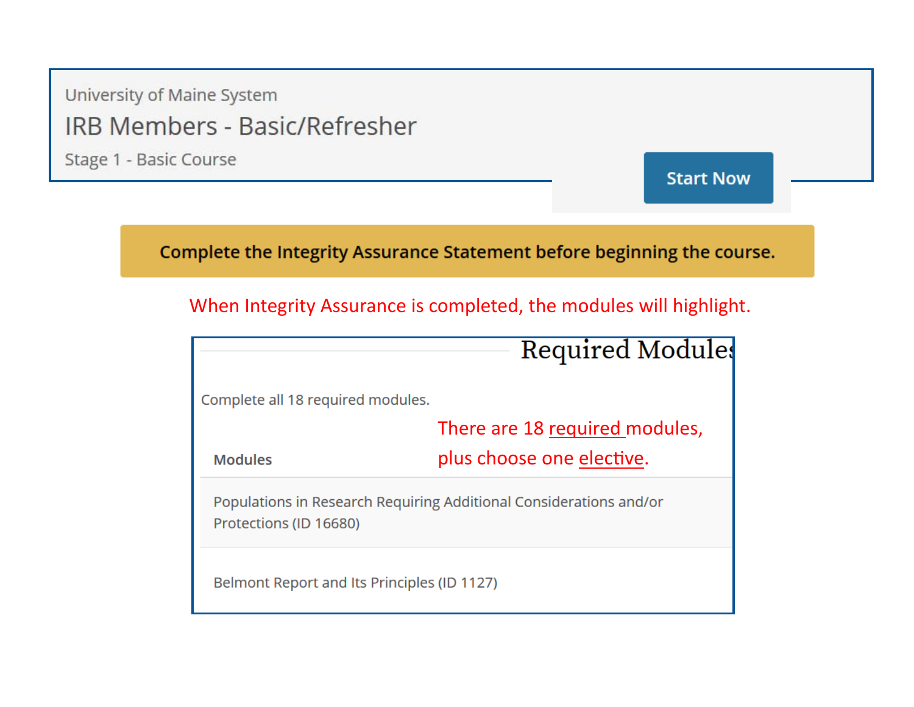University of Maine System

## IRB Members - Basic/Refresher

Stage 1 - Basic Course

Start Now

**Complete the Integrity Assurance Statement before beginning the course.**

When Integrity Assurance is completed, the modules will highlight.

## Required Modules

Complete all 18 required modules.

There are 18 required modules, plus choose one elective.

| Modules |
| --- |
| Populations in Research Requiring Additional Considerations and/or Protections (ID 16680) |
| Belmont Report and Its Principles (ID 1127) |